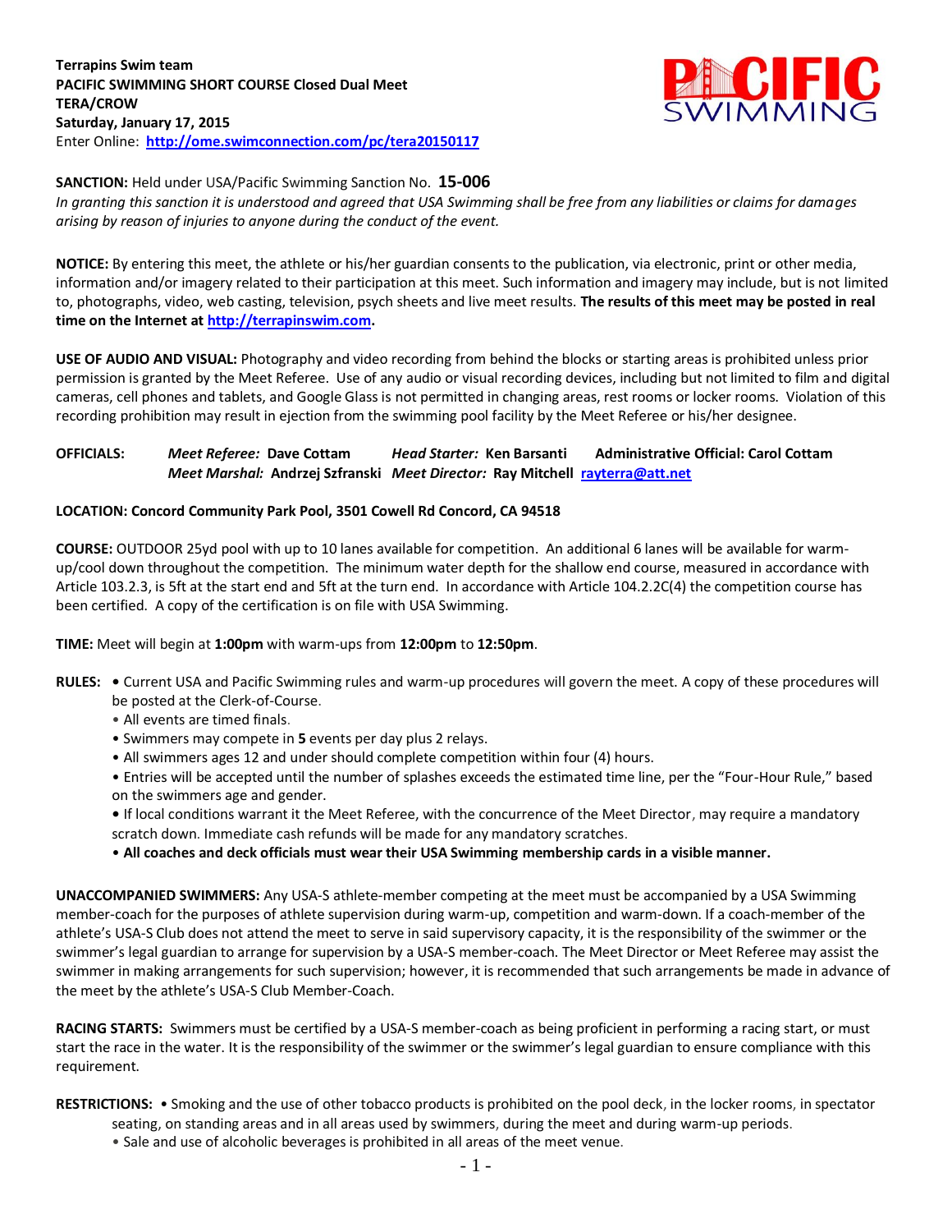**Terrapins Swim team**
**PACIFIC SWIMMING SHORT COURSE Closed Dual Meet**
**TERA/CROW**
**Saturday, January 17, 2015**
Enter Online: **http://ome.swimconnection.com/pc/tera20150117**

**SANCTION:** Held under USA/Pacific Swimming Sanction No. **15-006**
*In granting this sanction it is understood and agreed that USA Swimming shall be free from any liabilities or claims for damages arising by reason of injuries to anyone during the conduct of the event.*

**NOTICE:** By entering this meet, the athlete or his/her guardian consents to the publication, via electronic, print or other media, information and/or imagery related to their participation at this meet. Such information and imagery may include, but is not limited to, photographs, video, web casting, television, psych sheets and live meet results. **The results of this meet may be posted in real time on the Internet at http://terrapinswim.com.**

**USE OF AUDIO AND VISUAL:** Photography and video recording from behind the blocks or starting areas is prohibited unless prior permission is granted by the Meet Referee. Use of any audio or visual recording devices, including but not limited to film and digital cameras, cell phones and tablets, and Google Glass is not permitted in changing areas, rest rooms or locker rooms. Violation of this recording prohibition may result in ejection from the swimming pool facility by the Meet Referee or his/her designee.

**OFFICIALS:** ***Meet Referee:*** **Dave Cottam** ***Head Starter:*** **Ken Barsanti** **Administrative Official: Carol Cottam**
***Meet Marshal:*** **Andrzej Szfranski** ***Meet Director:*** **Ray Mitchell** rayterra@att.net

**LOCATION: Concord Community Park Pool, 3501 Cowell Rd Concord, CA 94518**

**COURSE:** OUTDOOR 25yd pool with up to 10 lanes available for competition. An additional 6 lanes will be available for warm-up/cool down throughout the competition. The minimum water depth for the shallow end course, measured in accordance with Article 103.2.3, is 5ft at the start end and 5ft at the turn end. In accordance with Article 104.2.2C(4) the competition course has been certified. A copy of the certification is on file with USA Swimming.

**TIME:** Meet will begin at **1:00pm** with warm-ups from **12:00pm** to **12:50pm**.

**RULES:**
- Current USA and Pacific Swimming rules and warm-up procedures will govern the meet. A copy of these procedures will be posted at the Clerk-of-Course.
- All events are timed finals.
- Swimmers may compete in **5** events per day plus 2 relays.
- All swimmers ages 12 and under should complete competition within four (4) hours.
- Entries will be accepted until the number of splashes exceeds the estimated time line, per the "Four-Hour Rule," based on the swimmers age and gender.
- If local conditions warrant it the Meet Referee, with the concurrence of the Meet Director, may require a mandatory scratch down. Immediate cash refunds will be made for any mandatory scratches.
- **All coaches and deck officials must wear their USA Swimming membership cards in a visible manner.**

**UNACCOMPANIED SWIMMERS:** Any USA-S athlete-member competing at the meet must be accompanied by a USA Swimming member-coach for the purposes of athlete supervision during warm-up, competition and warm-down. If a coach-member of the athlete's USA-S Club does not attend the meet to serve in said supervisory capacity, it is the responsibility of the swimmer or the swimmer's legal guardian to arrange for supervision by a USA-S member-coach. The Meet Director or Meet Referee may assist the swimmer in making arrangements for such supervision; however, it is recommended that such arrangements be made in advance of the meet by the athlete's USA-S Club Member-Coach.

**RACING STARTS:** Swimmers must be certified by a USA-S member-coach as being proficient in performing a racing start, or must start the race in the water. It is the responsibility of the swimmer or the swimmer's legal guardian to ensure compliance with this requirement.

**RESTRICTIONS:**
- Smoking and the use of other tobacco products is prohibited on the pool deck, in the locker rooms, in spectator seating, on standing areas and in all areas used by swimmers, during the meet and during warm-up periods.
- Sale and use of alcoholic beverages is prohibited in all areas of the meet venue.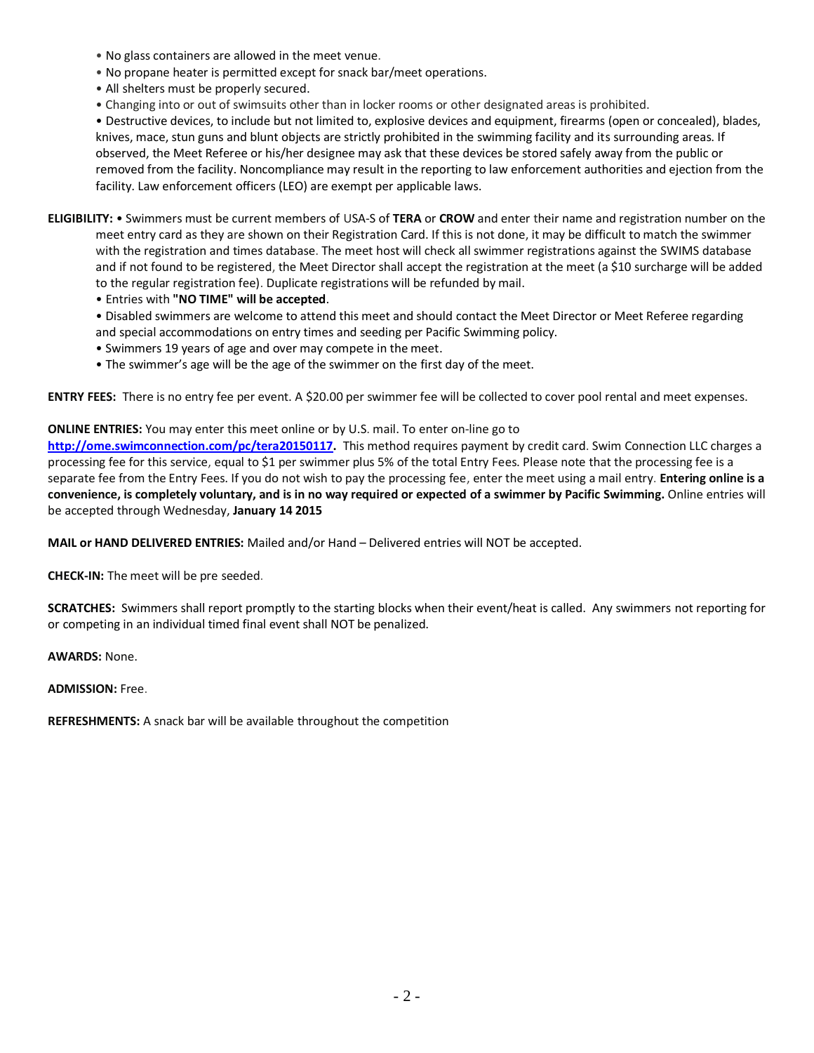- No glass containers are allowed in the meet venue.
- No propane heater is permitted except for snack bar/meet operations.
- All shelters must be properly secured.
- Changing into or out of swimsuits other than in locker rooms or other designated areas is prohibited.
- Destructive devices, to include but not limited to, explosive devices and equipment, firearms (open or concealed), blades, knives, mace, stun guns and blunt objects are strictly prohibited in the swimming facility and its surrounding areas. If observed, the Meet Referee or his/her designee may ask that these devices be stored safely away from the public or removed from the facility. Noncompliance may result in the reporting to law enforcement authorities and ejection from the facility. Law enforcement officers (LEO) are exempt per applicable laws.

**ELIGIBILITY:**
- Swimmers must be current members of USA-S of **TERA** or **CROW** and enter their name and registration number on the meet entry card as they are shown on their Registration Card. If this is not done, it may be difficult to match the swimmer with the registration and times database. The meet host will check all swimmer registrations against the SWIMS database and if not found to be registered, the Meet Director shall accept the registration at the meet (a $10 surcharge will be added to the regular registration fee). Duplicate registrations will be refunded by mail.
- Entries with **"NO TIME" will be accepted**.
- Disabled swimmers are welcome to attend this meet and should contact the Meet Director or Meet Referee regarding and special accommodations on entry times and seeding per Pacific Swimming policy.
- Swimmers 19 years of age and over may compete in the meet.
- The swimmer's age will be the age of the swimmer on the first day of the meet.

**ENTRY FEES:** There is no entry fee per event. A $20.00 per swimmer fee will be collected to cover pool rental and meet expenses.

**ONLINE ENTRIES:** You may enter this meet online or by U.S. mail. To enter on-line go to **http://ome.swimconnection.com/pc/tera20150117.** This method requires payment by credit card. Swim Connection LLC charges a processing fee for this service, equal to $1 per swimmer plus 5% of the total Entry Fees. Please note that the processing fee is a separate fee from the Entry Fees. If you do not wish to pay the processing fee, enter the meet using a mail entry. **Entering online is a convenience, is completely voluntary, and is in no way required or expected of a swimmer by Pacific Swimming.** Online entries will be accepted through Wednesday, **January 14 2015**

**MAIL or HAND DELIVERED ENTRIES:** Mailed and/or Hand – Delivered entries will NOT be accepted.

**CHECK-IN:** The meet will be pre seeded.

**SCRATCHES:** Swimmers shall report promptly to the starting blocks when their event/heat is called. Any swimmers not reporting for or competing in an individual timed final event shall NOT be penalized.

**AWARDS:** None.

**ADMISSION:** Free.

**REFRESHMENTS:** A snack bar will be available throughout the competition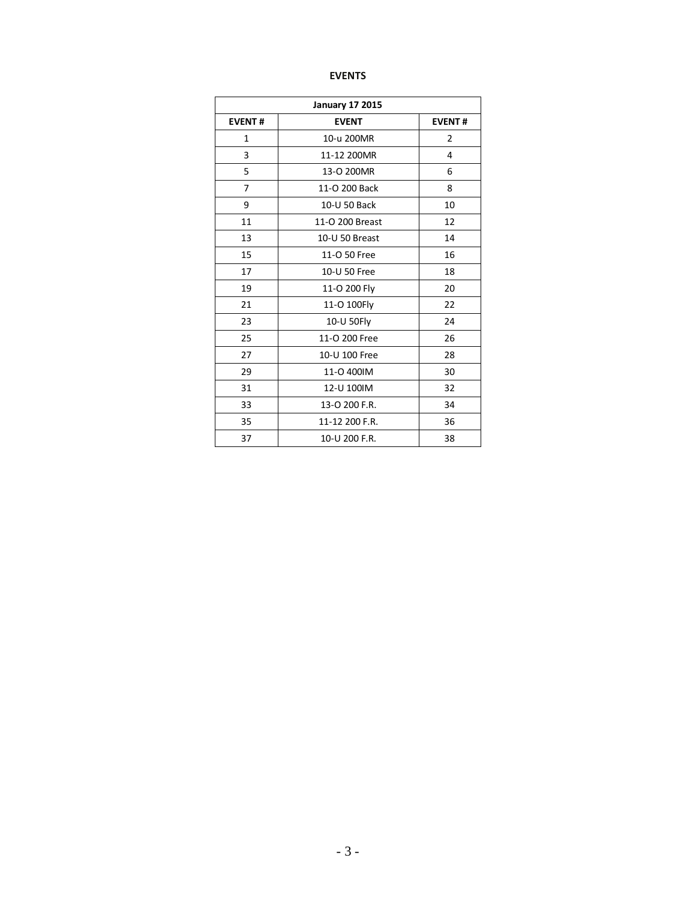**EVENTS**

| January 17 2015 | | |
|---|---|---|
| **EVENT #** | **EVENT** | **EVENT #** |
| 1 | 10-u 200MR | 2 |
| 3 | 11-12 200MR | 4 |
| 5 | 13-O 200MR | 6 |
| 7 | 11-O 200 Back | 8 |
| 9 | 10-U 50 Back | 10 |
| 11 | 11-O 200 Breast | 12 |
| 13 | 10-U 50 Breast | 14 |
| 15 | 11-O 50 Free | 16 |
| 17 | 10-U 50 Free | 18 |
| 19 | 11-O 200 Fly | 20 |
| 21 | 11-O 100Fly | 22 |
| 23 | 10-U 50Fly | 24 |
| 25 | 11-O 200 Free | 26 |
| 27 | 10-U 100 Free | 28 |
| 29 | 11-O 400IM | 30 |
| 31 | 12-U 100IM | 32 |
| 33 | 13-O 200 F.R. | 34 |
| 35 | 11-12 200 F.R. | 36 |
| 37 | 10-U 200 F.R. | 38 |